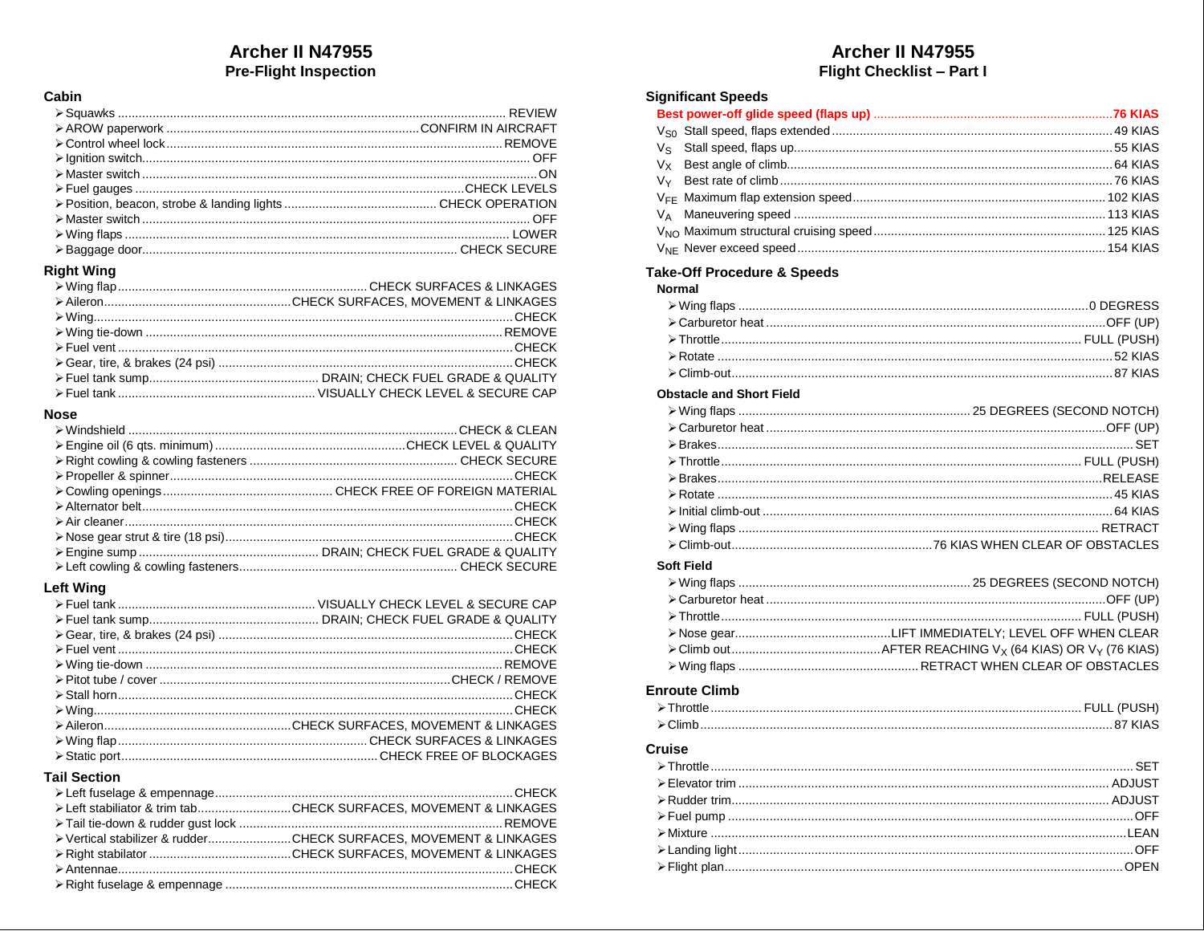# Archer II N47955

## Pre-Flight Inspection

### Cabin

- Squawks .......... REVIEW
- AROW paperwork .......... CONFIRM IN AIRCRAFT
- Control wheel lock .......... REMOVE
- Ignition switch .......... OFF
- Master switch .......... ON
- Fuel gauges .......... CHECK LEVELS
- Position, beacon, strobe & landing lights .......... CHECK OPERATION
- Master switch .......... OFF
- Wing flaps .......... LOWER
- Baggage door .......... CHECK SECURE

### Right Wing

- Wing flap .......... CHECK SURFACES & LINKAGES
- Aileron .......... CHECK SURFACES, MOVEMENT & LINKAGES
- Wing .......... CHECK
- Wing tie-down .......... REMOVE
- Fuel vent .......... CHECK
- Gear, tire, & brakes (24 psi) .......... CHECK
- Fuel tank sump .......... DRAIN; CHECK FUEL GRADE & QUALITY
- Fuel tank .......... VISUALLY CHECK LEVEL & SECURE CAP

### Nose

- Windshield .......... CHECK & CLEAN
- Engine oil (6 qts. minimum) .......... CHECK LEVEL & QUALITY
- Right cowling & cowling fasteners .......... CHECK SECURE
- Propeller & spinner .......... CHECK
- Cowling openings .......... CHECK FREE OF FOREIGN MATERIAL
- Alternator belt .......... CHECK
- Air cleaner .......... CHECK
- Nose gear strut & tire (18 psi) .......... CHECK
- Engine sump .......... DRAIN; CHECK FUEL GRADE & QUALITY
- Left cowling & cowling fasteners .......... CHECK SECURE

### Left Wing

- Fuel tank .......... VISUALLY CHECK LEVEL & SECURE CAP
- Fuel tank sump .......... DRAIN; CHECK FUEL GRADE & QUALITY
- Gear, tire, & brakes (24 psi) .......... CHECK
- Fuel vent .......... CHECK
- Wing tie-down .......... REMOVE
- Pitot tube / cover .......... CHECK / REMOVE
- Stall horn .......... CHECK
- Wing .......... CHECK
- Aileron .......... CHECK SURFACES, MOVEMENT & LINKAGES
- Wing flap .......... CHECK SURFACES & LINKAGES
- Static port .......... CHECK FREE OF BLOCKAGES

### Tail Section

- Left fuselage & empennage .......... CHECK
- Left stabiliator & trim tab .......... CHECK SURFACES, MOVEMENT & LINKAGES
- Tail tie-down & rudder gust lock .......... REMOVE
- Vertical stabilizer & rudder .......... CHECK SURFACES, MOVEMENT & LINKAGES
- Right stabilator .......... CHECK SURFACES, MOVEMENT & LINKAGES
- Antennae .......... CHECK
- Right fuselage & empennage .......... CHECK

# Archer II N47955

## Flight Checklist – Part I

### Significant Speeds

**Best power-off glide speed (flaps up) .......... 76 KIAS**

- $V_{S0}$ Stall speed, flaps extended .......... 49 KIAS
- $V_S$ Stall speed, flaps up .......... 55 KIAS
- $V_X$ Best angle of climb .......... 64 KIAS
- $V_Y$ Best rate of climb .......... 76 KIAS
- $V_{FE}$ Maximum flap extension speed .......... 102 KIAS
- $V_A$ Maneuvering speed .......... 113 KIAS
- $V_{NO}$ Maximum structural cruising speed .......... 125 KIAS
- $V_{NE}$ Never exceed speed .......... 154 KIAS

### Take-Off Procedure & Speeds

**Normal**

- Wing flaps .......... 0 DEGRESS
- Carburetor heat .......... OFF (UP)
- Throttle .......... FULL (PUSH)
- Rotate .......... 52 KIAS
- Climb-out .......... 87 KIAS

**Obstacle and Short Field**

- Wing flaps .......... 25 DEGREES (SECOND NOTCH)
- Carburetor heat .......... OFF (UP)
- Brakes .......... SET
- Throttle .......... FULL (PUSH)
- Brakes .......... RELEASE
- Rotate .......... 45 KIAS
- Initial climb-out .......... 64 KIAS
- Wing flaps .......... RETRACT
- Climb-out .......... 76 KIAS WHEN CLEAR OF OBSTACLES

**Soft Field**

- Wing flaps .......... 25 DEGREES (SECOND NOTCH)
- Carburetor heat .......... OFF (UP)
- Throttle .......... FULL (PUSH)
- Nose gear .......... LIFT IMMEDIATELY; LEVEL OFF WHEN CLEAR
- Climb out .......... AFTER REACHING $V_X$ (64 KIAS) OR $V_Y$ (76 KIAS)
- Wing flaps .......... RETRACT WHEN CLEAR OF OBSTACLES

### Enroute Climb

- Throttle .......... FULL (PUSH)
- Climb .......... 87 KIAS

### Cruise

- Throttle .......... SET
- Elevator trim .......... ADJUST
- Rudder trim .......... ADJUST
- Fuel pump .......... OFF
- Mixture .......... LEAN
- Landing light .......... OFF
- Flight plan .......... OPEN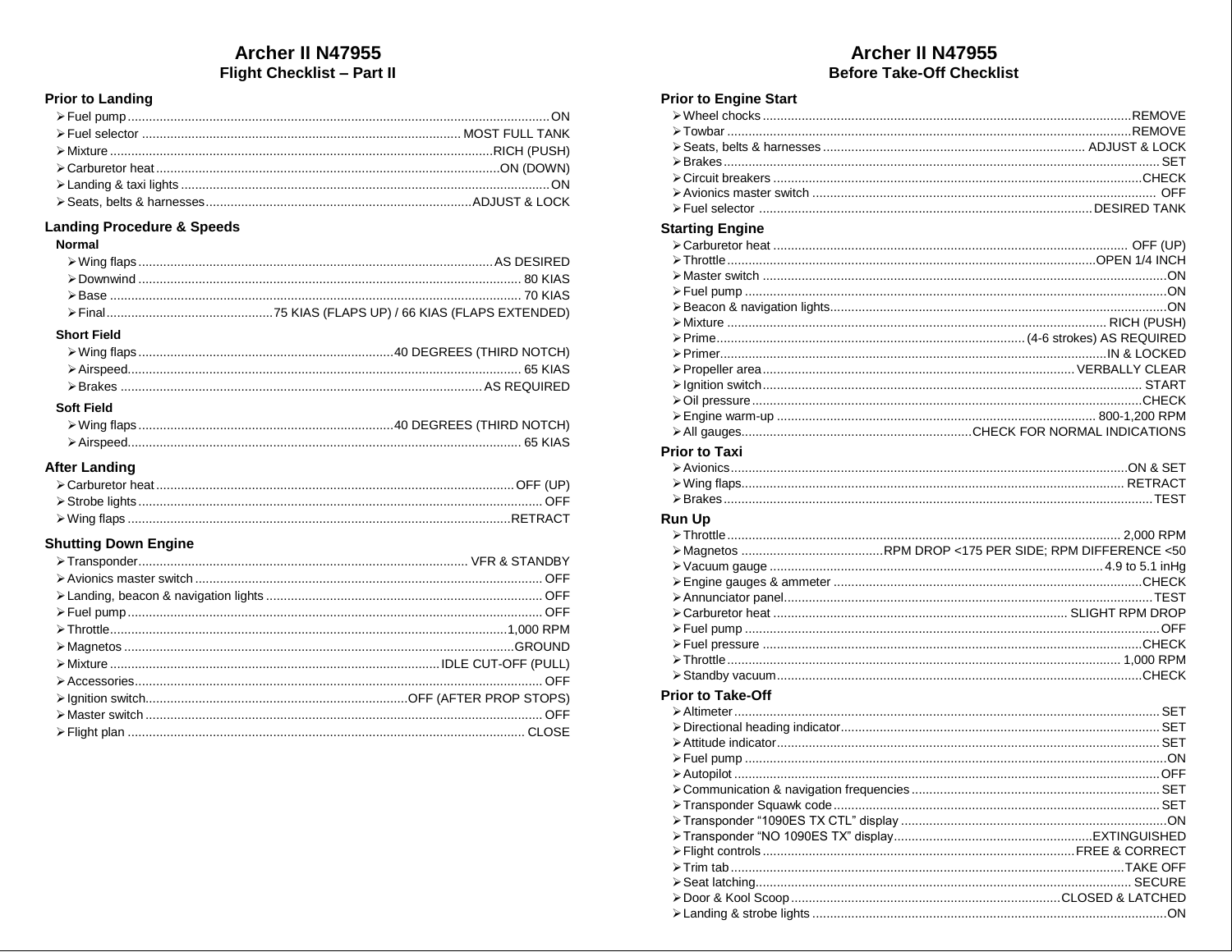# Archer II N47955
## Flight Checklist – Part II

### Prior to Landing

- Fuel pump............ON
- Fuel selector............MOST FULL TANK
- Mixture............RICH (PUSH)
- Carburetor heat............ON (DOWN)
- Landing & taxi lights............ON
- Seats, belts & harnesses............ADJUST & LOCK

### Landing Procedure & Speeds

**Normal**

- Wing flaps............AS DESIRED
- Downwind............80 KIAS
- Base............70 KIAS
- Final............75 KIAS (FLAPS UP) / 66 KIAS (FLAPS EXTENDED)

**Short Field**

- Wing flaps............40 DEGREES (THIRD NOTCH)
- Airspeed............65 KIAS
- Brakes............AS REQUIRED

**Soft Field**

- Wing flaps............40 DEGREES (THIRD NOTCH)
- Airspeed............65 KIAS

### After Landing

- Carburetor heat............OFF (UP)
- Strobe lights............OFF
- Wing flaps............RETRACT

### Shutting Down Engine

- Transponder............VFR & STANDBY
- Avionics master switch............OFF
- Landing, beacon & navigation lights............OFF
- Fuel pump............OFF
- Throttle............1,000 RPM
- Magnetos............GROUND
- Mixture............IDLE CUT-OFF (PULL)
- Accessories............OFF
- Ignition switch............OFF (AFTER PROP STOPS)
- Master switch............OFF
- Flight plan............CLOSE

# Archer II N47955
## Before Take-Off Checklist

### Prior to Engine Start

- Wheel chocks............REMOVE
- Towbar............REMOVE
- Seats, belts & harnesses............ADJUST & LOCK
- Brakes............SET
- Circuit breakers............CHECK
- Avionics master switch............OFF
- Fuel selector............DESIRED TANK

### Starting Engine

- Carburetor heat............OFF (UP)
- Throttle............OPEN 1/4 INCH
- Master switch............ON
- Fuel pump............ON
- Beacon & navigation lights............ON
- Mixture............RICH (PUSH)
- Prime............(4-6 strokes) AS REQUIRED
- Primer............IN & LOCKED
- Propeller area............VERBALLY CLEAR
- Ignition switch............START
- Oil pressure............CHECK
- Engine warm-up............800-1,200 RPM
- All gauges............CHECK FOR NORMAL INDICATIONS

### Prior to Taxi

- Avionics............ON & SET
- Wing flaps............RETRACT
- Brakes............TEST

### Run Up

- Throttle............2,000 RPM
- Magnetos............RPM DROP <175 PER SIDE; RPM DIFFERENCE <50
- Vacuum gauge............4.9 to 5.1 inHg
- Engine gauges & ammeter............CHECK
- Annunciator panel............TEST
- Carburetor heat............SLIGHT RPM DROP
- Fuel pump............OFF
- Fuel pressure............CHECK
- Throttle............1,000 RPM
- Standby vacuum............CHECK

### Prior to Take-Off

- Altimeter............SET
- Directional heading indicator............SET
- Attitude indicator............SET
- Fuel pump............ON
- Autopilot............OFF
- Communication & navigation frequencies............SET
- Transponder Squawk code............SET
- Transponder “1090ES TX CTL” display............ON
- Transponder “NO 1090ES TX” display............EXTINGUISHED
- Flight controls............FREE & CORRECT
- Trim tab............TAKE OFF
- Seat latching............SECURE
- Door & Kool Scoop............CLOSED & LATCHED
- Landing & strobe lights............ON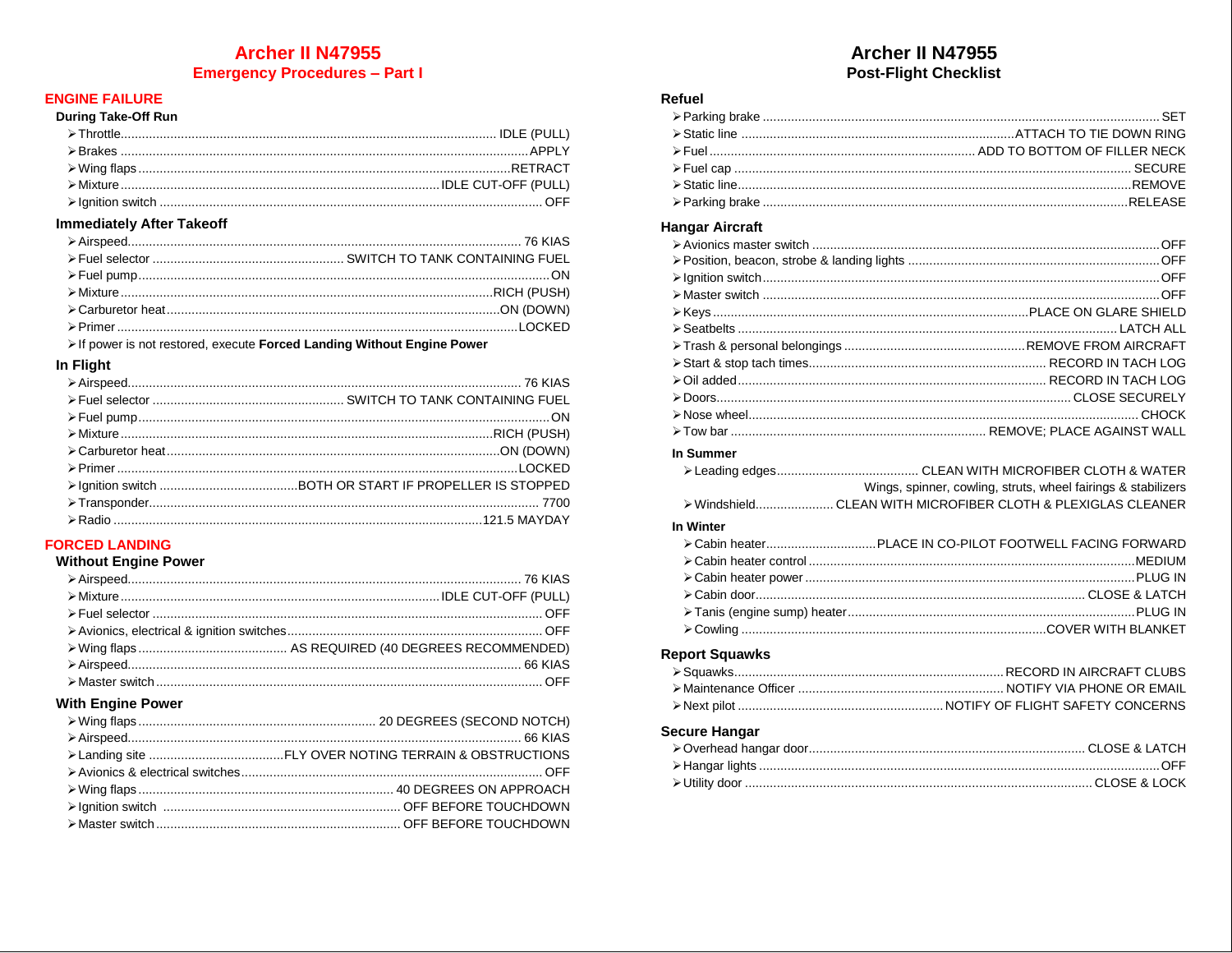# Archer II N47955
## Emergency Procedures – Part I

### ENGINE FAILURE

#### During Take-Off Run

- Throttle ........ IDLE (PULL)
- Brakes ........ APPLY
- Wing flaps ........ RETRACT
- Mixture ........ IDLE CUT-OFF (PULL)
- Ignition switch ........ OFF

#### Immediately After Takeoff

- Airspeed ........ 76 KIAS
- Fuel selector ........ SWITCH TO TANK CONTAINING FUEL
- Fuel pump ........ ON
- Mixture ........ RICH (PUSH)
- Carburetor heat ........ ON (DOWN)
- Primer ........ LOCKED
- If power is not restored, execute **Forced Landing Without Engine Power**

#### In Flight

- Airspeed ........ 76 KIAS
- Fuel selector ........ SWITCH TO TANK CONTAINING FUEL
- Fuel pump ........ ON
- Mixture ........ RICH (PUSH)
- Carburetor heat ........ ON (DOWN)
- Primer ........ LOCKED
- Ignition switch ........ BOTH OR START IF PROPELLER IS STOPPED
- Transponder ........ 7700
- Radio ........ 121.5 MAYDAY

### FORCED LANDING

#### Without Engine Power

- Airspeed ........ 76 KIAS
- Mixture ........ IDLE CUT-OFF (PULL)
- Fuel selector ........ OFF
- Avionics, electrical & ignition switches ........ OFF
- Wing flaps ........ AS REQUIRED (40 DEGREES RECOMMENDED)
- Airspeed ........ 66 KIAS
- Master switch ........ OFF

#### With Engine Power

- Wing flaps ........ 20 DEGREES (SECOND NOTCH)
- Airspeed ........ 66 KIAS
- Landing site ........ FLY OVER NOTING TERRAIN & OBSTRUCTIONS
- Avionics & electrical switches ........ OFF
- Wing flaps ........ 40 DEGREES ON APPROACH
- Ignition switch ........ OFF BEFORE TOUCHDOWN
- Master switch ........ OFF BEFORE TOUCHDOWN

# Archer II N47955
## Post-Flight Checklist

### Refuel

- Parking brake ........ SET
- Static line ........ ATTACH TO TIE DOWN RING
- Fuel ........ ADD TO BOTTOM OF FILLER NECK
- Fuel cap ........ SECURE
- Static line ........ REMOVE
- Parking brake ........ RELEASE

### Hangar Aircraft

- Avionics master switch ........ OFF
- Position, beacon, strobe & landing lights ........ OFF
- Ignition switch ........ OFF
- Master switch ........ OFF
- Keys ........ PLACE ON GLARE SHIELD
- Seatbelts ........ LATCH ALL
- Trash & personal belongings ........ REMOVE FROM AIRCRAFT
- Start & stop tach times ........ RECORD IN TACH LOG
- Oil added ........ RECORD IN TACH LOG
- Doors ........ CLOSE SECURELY
- Nose wheel ........ CHOCK
- Tow bar ........ REMOVE; PLACE AGAINST WALL

#### In Summer

- Leading edges ........ CLEAN WITH MICROFIBER CLOTH & WATER
  Wings, spinner, cowling, struts, wheel fairings & stabilizers
- Windshield ........ CLEAN WITH MICROFIBER CLOTH & PLEXIGLAS CLEANER

#### In Winter

- Cabin heater ........ PLACE IN CO-PILOT FOOTWELL FACING FORWARD
- Cabin heater control ........ MEDIUM
- Cabin heater power ........ PLUG IN
- Cabin door ........ CLOSE & LATCH
- Tanis (engine sump) heater ........ PLUG IN
- Cowling ........ COVER WITH BLANKET

### Report Squawks

- Squawks ........ RECORD IN AIRCRAFT CLUBS
- Maintenance Officer ........ NOTIFY VIA PHONE OR EMAIL
- Next pilot ........ NOTIFY OF FLIGHT SAFETY CONCERNS

### Secure Hangar

- Overhead hangar door ........ CLOSE & LATCH
- Hangar lights ........ OFF
- Utility door ........ CLOSE & LOCK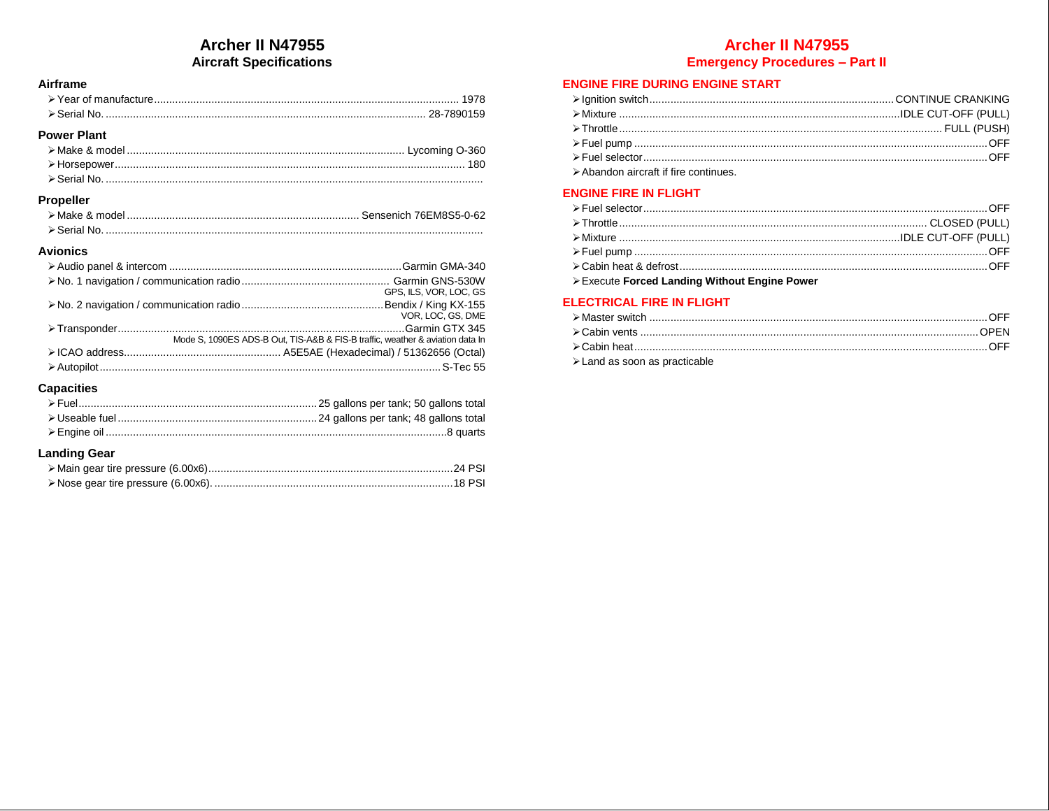# Archer II N47955

## Aircraft Specifications

### Airframe

- Year of manufacture .................... 1978
- Serial No. .................... 28-7890159

### Power Plant

- Make & model .................... Lycoming O-360
- Horsepower .................... 180
- Serial No. ....................

### Propeller

- Make & model .................... Sensenich 76EM8S5-0-62
- Serial No. ....................

### Avionics

- Audio panel & intercom .................... Garmin GMA-340
- No. 1 navigation / communication radio .................... Garmin GNS-530W
  GPS, ILS, VOR, LOC, GS
- No. 2 navigation / communication radio .................... Bendix / King KX-155
  VOR, LOC, GS, DME
- Transponder .................... Garmin GTX 345
  Mode S, 1090ES ADS-B Out, TIS-A&B & FIS-B traffic, weather & aviation data In
- ICAO address .................... A5E5AE (Hexadecimal) / 51362656 (Octal)
- Autopilot .................... S-Tec 55

### Capacities

- Fuel .................... 25 gallons per tank; 50 gallons total
- Useable fuel .................... 24 gallons per tank; 48 gallons total
- Engine oil .................... 8 quarts

### Landing Gear

- Main gear tire pressure (6.00x6) .................... 24 PSI
- Nose gear tire pressure (6.00x6). .................... 18 PSI

# Archer II N47955

## Emergency Procedures – Part II

### ENGINE FIRE DURING ENGINE START

- Ignition switch .................... CONTINUE CRANKING
- Mixture .................... IDLE CUT-OFF (PULL)
- Throttle .................... FULL (PUSH)
- Fuel pump .................... OFF
- Fuel selector .................... OFF
- Abandon aircraft if fire continues.

### ENGINE FIRE IN FLIGHT

- Fuel selector .................... OFF
- Throttle .................... CLOSED (PULL)
- Mixture .................... IDLE CUT-OFF (PULL)
- Fuel pump .................... OFF
- Cabin heat & defrost .................... OFF
- Execute **Forced Landing Without Engine Power**

### ELECTRICAL FIRE IN FLIGHT

- Master switch .................... OFF
- Cabin vents .................... OPEN
- Cabin heat .................... OFF
- Land as soon as practicable